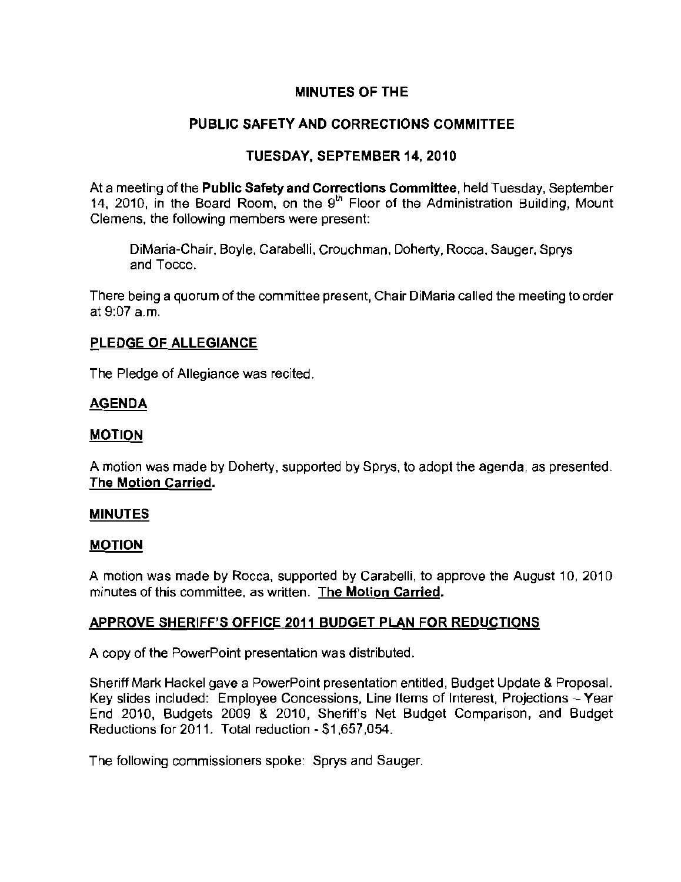# MINUTES OF THE

## PUBLIC SAFETY AND CORRECTIONS COMMITTEE

### TUESDAY, SEPTEMBER 14, 2010

At a meeting of the **Public Safety and Corrections Committee**, held Tuesday, September 14, 2010, in the Board Room, on the 9th Floor of the Administration Building, Mount Clemens, the following members were present:

> DiMaria-Chair, Boyle, Carabelli, Crouchman, Doherty, Rocca, Sauger, Sprys and Tocco.

There being a quorum of the committee present, Chair DiMaria called the meeting to order at 9:07 a.m.

**PLEDGE OF ALLEGIANCE**

The Pledge of Allegiance was recited.

**AGENDA**

**MOTION**

A motion was made by Doherty, supported by Sprys, to adopt the agenda, as presented. **The Motion Carried.**

**MINUTES**

**MOTION**

A motion was made by Rocca, supported by Carabelli, to approve the August 10, 2010 minutes of this committee, as written. **The Motion Carried.**

**APPROVE SHERIFF'S OFFICE 2011 BUDGET PLAN FOR REDUCTIONS**

A copy of the PowerPoint presentation was distributed.

Sheriff Mark Hackel gave a PowerPoint presentation entitled, Budget Update & Proposal. Key slides included: Employee Concessions, Line Items of Interest, Projections – Year End 2010, Budgets 2009 & 2010, Sheriff's Net Budget Comparison, and Budget Reductions for 2011. Total reduction - $1,657,054.

The following commissioners spoke: Sprys and Sauger.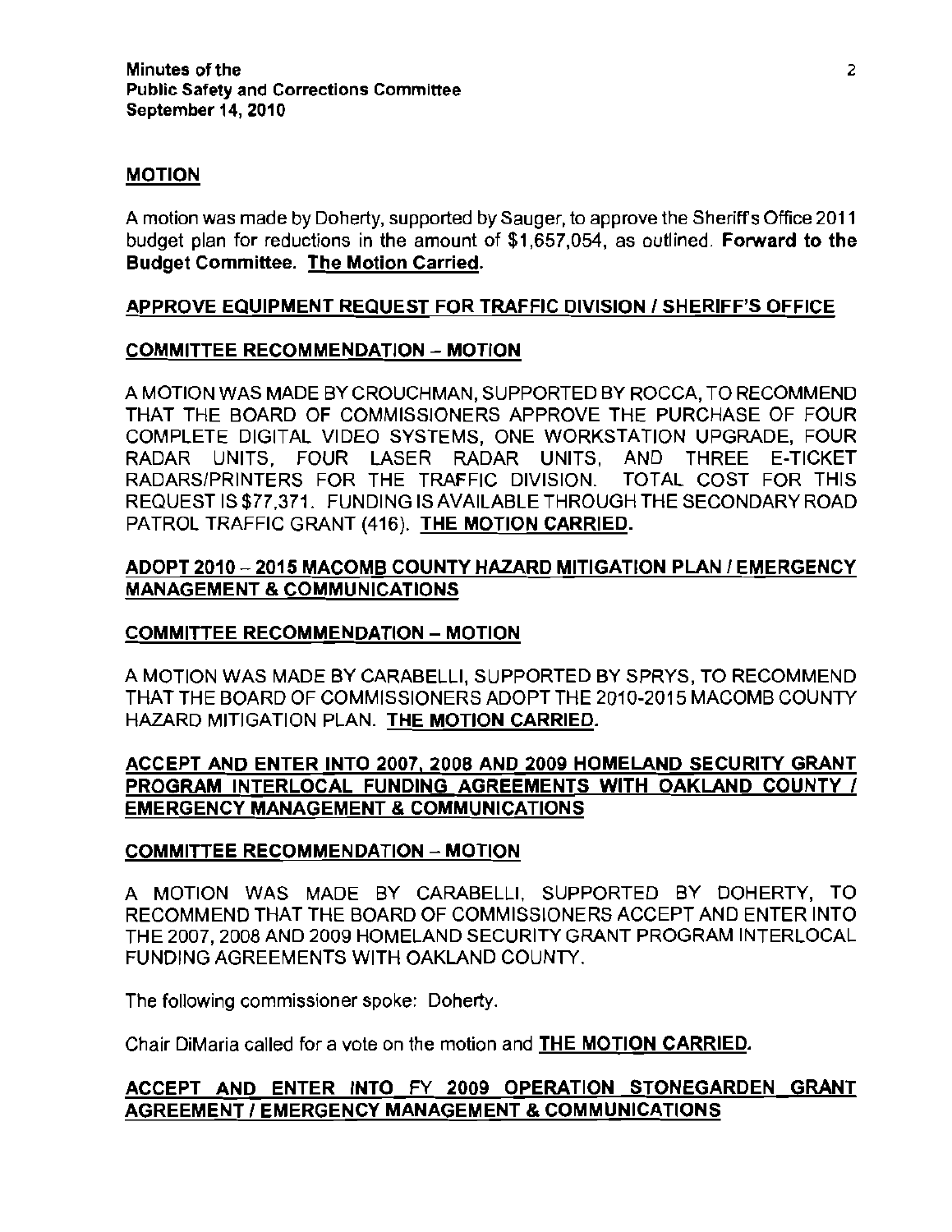## MOTION

A motion was made by Doherty, supported by Sauger, to approve the Sheriff's Office 2011 budget plan for reductions in the amount of $1,657,054, as outlined. **Forward to the Budget Committee. <u>The Motion Carried</u>.**

## <u>APPROVE EQUIPMENT REQUEST FOR TRAFFIC DIVISION / SHERIFF'S OFFICE</u>

### <u>COMMITTEE RECOMMENDATION – MOTION</u>

A MOTION WAS MADE BY CROUCHMAN, SUPPORTED BY ROCCA, TO RECOMMEND THAT THE BOARD OF COMMISSIONERS APPROVE THE PURCHASE OF FOUR COMPLETE DIGITAL VIDEO SYSTEMS, ONE WORKSTATION UPGRADE, FOUR RADAR UNITS, FOUR LASER RADAR UNITS, AND THREE E-TICKET RADARS/PRINTERS FOR THE TRAFFIC DIVISION. TOTAL COST FOR THIS REQUEST IS $77,371. FUNDING IS AVAILABLE THROUGH THE SECONDARY ROAD PATROL TRAFFIC GRANT (416). **<u>THE MOTION CARRIED</u>.**

## <u>ADOPT 2010 – 2015 MACOMB COUNTY HAZARD MITIGATION PLAN / EMERGENCY MANAGEMENT & COMMUNICATIONS</u>

### <u>COMMITTEE RECOMMENDATION – MOTION</u>

A MOTION WAS MADE BY CARABELLI, SUPPORTED BY SPRYS, TO RECOMMEND THAT THE BOARD OF COMMISSIONERS ADOPT THE 2010-2015 MACOMB COUNTY HAZARD MITIGATION PLAN. **<u>THE MOTION CARRIED</u>.**

## <u>ACCEPT AND ENTER INTO 2007, 2008 AND 2009 HOMELAND SECURITY GRANT PROGRAM INTERLOCAL FUNDING AGREEMENTS WITH OAKLAND COUNTY / EMERGENCY MANAGEMENT & COMMUNICATIONS</u>

### <u>COMMITTEE RECOMMENDATION – MOTION</u>

A MOTION WAS MADE BY CARABELLI, SUPPORTED BY DOHERTY, TO RECOMMEND THAT THE BOARD OF COMMISSIONERS ACCEPT AND ENTER INTO THE 2007, 2008 AND 2009 HOMELAND SECURITY GRANT PROGRAM INTERLOCAL FUNDING AGREEMENTS WITH OAKLAND COUNTY.

The following commissioner spoke: Doherty.

Chair DiMaria called for a vote on the motion and **<u>THE MOTION CARRIED</u>.**

## <u>ACCEPT AND ENTER INTO FY 2009 OPERATION STONEGARDEN GRANT AGREEMENT / EMERGENCY MANAGEMENT & COMMUNICATIONS</u>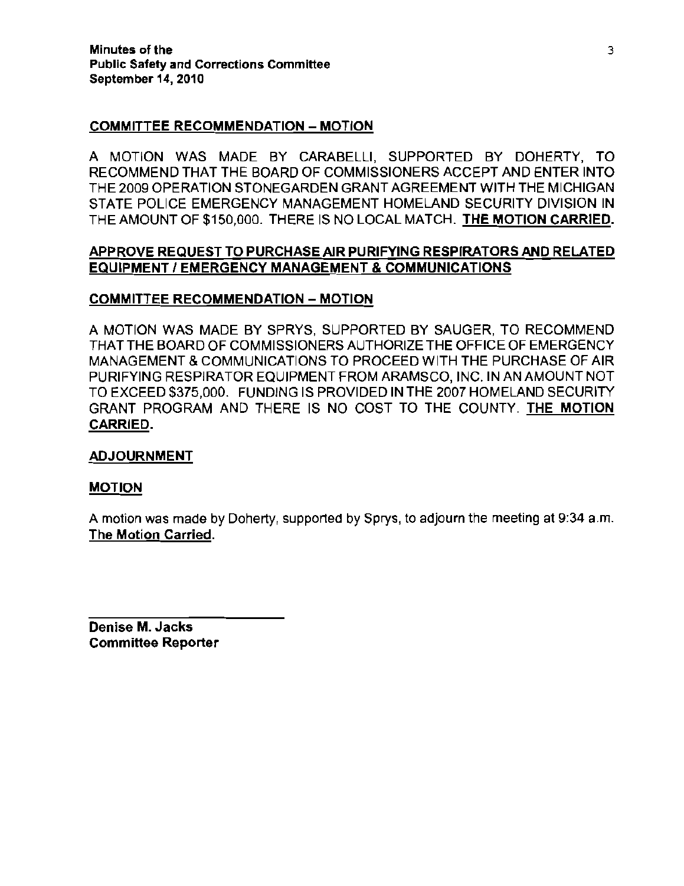**COMMITTEE RECOMMENDATION – MOTION**

A MOTION WAS MADE BY CARABELLI, SUPPORTED BY DOHERTY, TO RECOMMEND THAT THE BOARD OF COMMISSIONERS ACCEPT AND ENTER INTO THE 2009 OPERATION STONEGARDEN GRANT AGREEMENT WITH THE MICHIGAN STATE POLICE EMERGENCY MANAGEMENT HOMELAND SECURITY DIVISION IN THE AMOUNT OF $150,000. THERE IS NO LOCAL MATCH. **THE MOTION CARRIED.**

**APPROVE REQUEST TO PURCHASE AIR PURIFYING RESPIRATORS AND RELATED EQUIPMENT / EMERGENCY MANAGEMENT & COMMUNICATIONS**

**COMMITTEE RECOMMENDATION – MOTION**

A MOTION WAS MADE BY SPRYS, SUPPORTED BY SAUGER, TO RECOMMEND THAT THE BOARD OF COMMISSIONERS AUTHORIZE THE OFFICE OF EMERGENCY MANAGEMENT & COMMUNICATIONS TO PROCEED WITH THE PURCHASE OF AIR PURIFYING RESPIRATOR EQUIPMENT FROM ARAMSCO, INC. IN AN AMOUNT NOT TO EXCEED $375,000. FUNDING IS PROVIDED IN THE 2007 HOMELAND SECURITY GRANT PROGRAM AND THERE IS NO COST TO THE COUNTY. **THE MOTION CARRIED.**

**ADJOURNMENT**

**MOTION**

A motion was made by Doherty, supported by Sprys, to adjourn the meeting at 9:34 a.m. **The Motion Carried.**

**Denise M. Jacks**
**Committee Reporter**